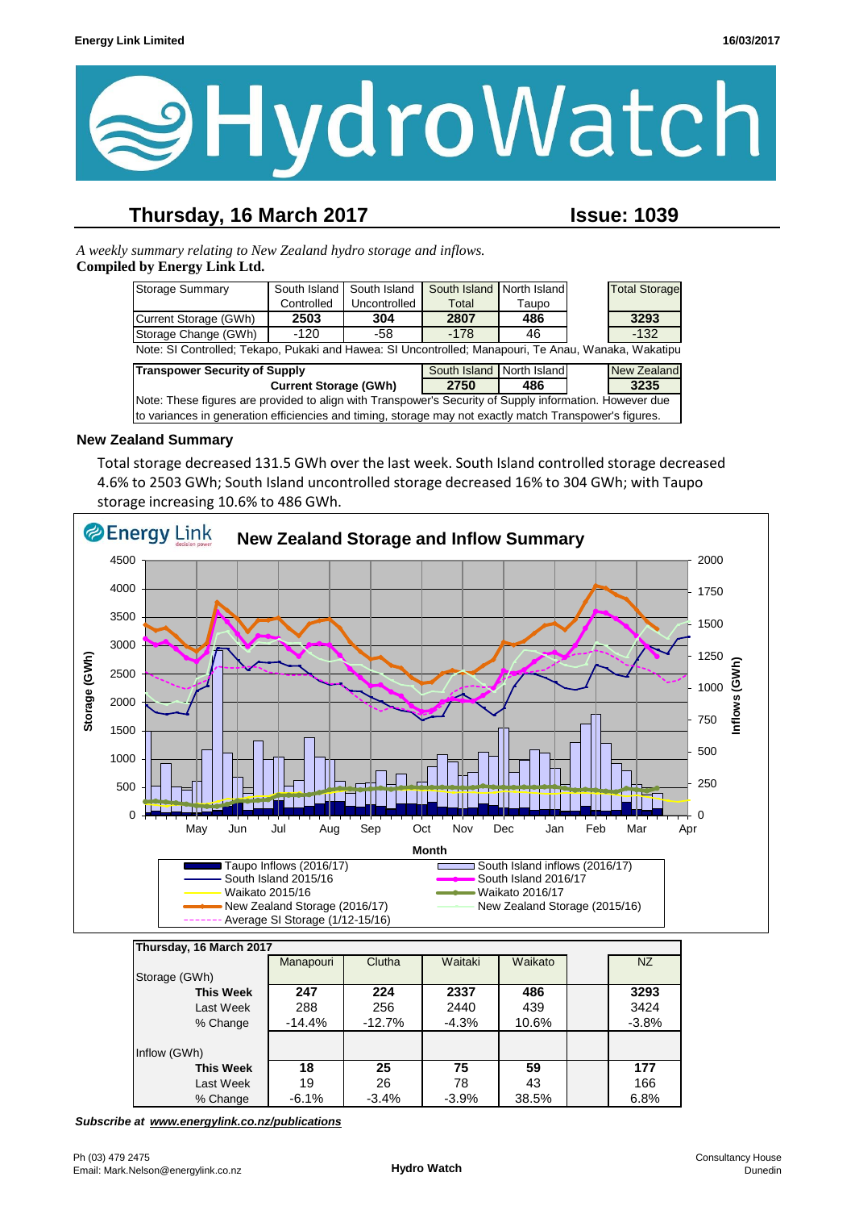# HydroWatch

## Thursday, 16 March 2017 — Issue: 1039

*A weekly summary relating to New Zealand hydro storage and inflows.*
**Compiled by Energy Link Ltd.**

| Storage Summary | South Island Controlled | South Island Uncontrolled | South Island Total | North Island Taupo | | Total Storage |
|---|---|---|---|---|---|---|
| Current Storage (GWh) | 2503 | 304 | 2807 | 486 | | 3293 |
| Storage Change (GWh) | -120 | -58 | -178 | 46 | | -132 |

Note: SI Controlled; Tekapo, Pukaki and Hawea: SI Uncontrolled; Manapouri, Te Anau, Wanaka, Wakatipu

| Transpower Security of Supply | South Island | North Island | New Zealand |
|---|---|---|---|
| Current Storage (GWh) | 2750 | 486 | 3235 |

Note: These figures are provided to align with Transpower's Security of Supply information. However due to variances in generation efficiencies and timing, storage may not exactly match Transpower's figures.

### New Zealand Summary

Total storage decreased 131.5 GWh over the last week. South Island controlled storage decreased 4.6% to 2503 GWh; South Island uncontrolled storage decreased 16% to 304 GWh; with Taupo storage increasing 10.6% to 486 GWh.

**New Zealand Storage and Inflow Summary**

| Thursday, 16 March 2017 | Manapouri | Clutha | Waitaki | Waikato | | NZ |
|---|---|---|---|---|---|---|
| **Storage (GWh)** | | | | | | |
| **This Week** | **247** | **224** | **2337** | **486** | | **3293** |
| Last Week | 288 | 256 | 2440 | 439 | | 3424 |
| % Change | -14.4% | -12.7% | -4.3% | 10.6% | | -3.8% |
| **Inflow (GWh)** | | | | | | |
| **This Week** | **18** | **25** | **75** | **59** | | **177** |
| Last Week | 19 | 26 | 78 | 43 | | 166 |
| % Change | -6.1% | -3.4% | -3.9% | 38.5% | | 6.8% |

***Subscribe at www.energylink.co.nz/publications***

Ph (03) 479 2475
Email: Mark.Nelson@energylink.co.nz

Consultancy House
Dunedin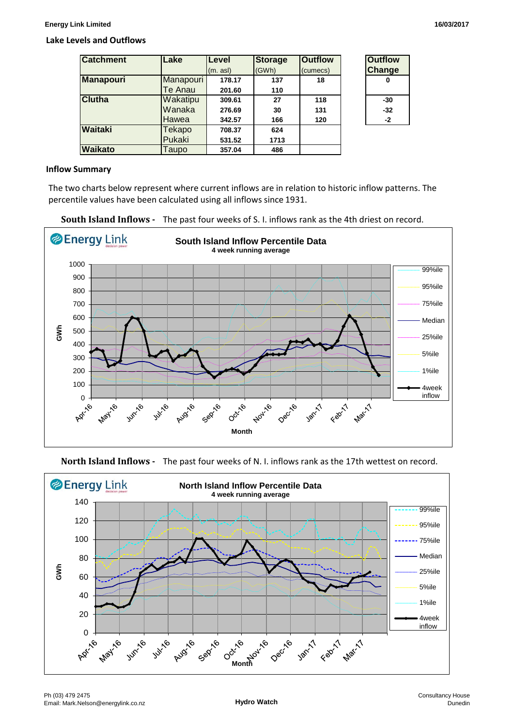## Lake Levels and Outflows

| Catchment | Lake | Level (m. asl) | Storage (GWh) | Outflow (cumecs) |
|---|---|---|---|---|
| Manapouri | Manapouri | 178.17 | 137 | 18 |
| | Te Anau | 201.60 | 110 | |
| Clutha | Wakatipu | 309.61 | 27 | 118 |
| | Wanaka | 276.69 | 30 | 131 |
| | Hawea | 342.57 | 166 | 120 |
| Waitaki | Tekapo | 708.37 | 624 | |
| | Pukaki | 531.52 | 1713 | |
| Waikato | Taupo | 357.04 | 486 | |

| Outflow Change |
|---|
| 0 |
| |
| -30 |
| -32 |
| -2 |

## Inflow Summary

The two charts below represent where current inflows are in relation to historic inflow patterns. The percentile values have been calculated using all inflows since 1931.

**South Island Inflows -** The past four weeks of S. I. inflows rank as the 4th driest on record.

**North Island Inflows -** The past four weeks of N. I. inflows rank as the 17th wettest on record.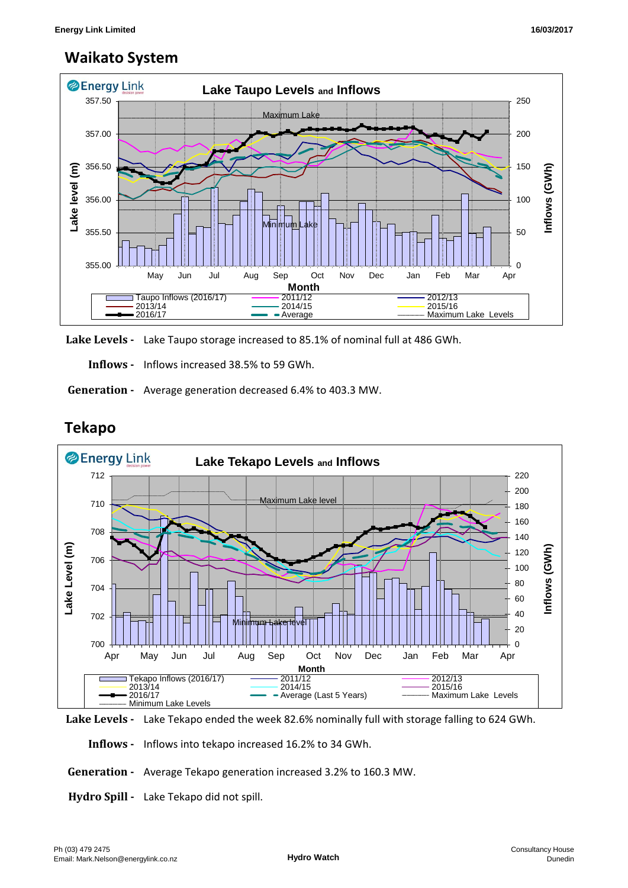## Waikato System

**Lake Levels -** Lake Taupo storage increased to 85.1% of nominal full at 486 GWh.

**Inflows -** Inflows increased 38.5% to 59 GWh.

**Generation -** Average generation decreased 6.4% to 403.3 MW.

## Tekapo

**Lake Levels -** Lake Tekapo ended the week 82.6% nominally full with storage falling to 624 GWh.

**Inflows -** Inflows into tekapo increased 16.2% to 34 GWh.

**Generation -** Average Tekapo generation increased 3.2% to 160.3 MW.

**Hydro Spill -** Lake Tekapo did not spill.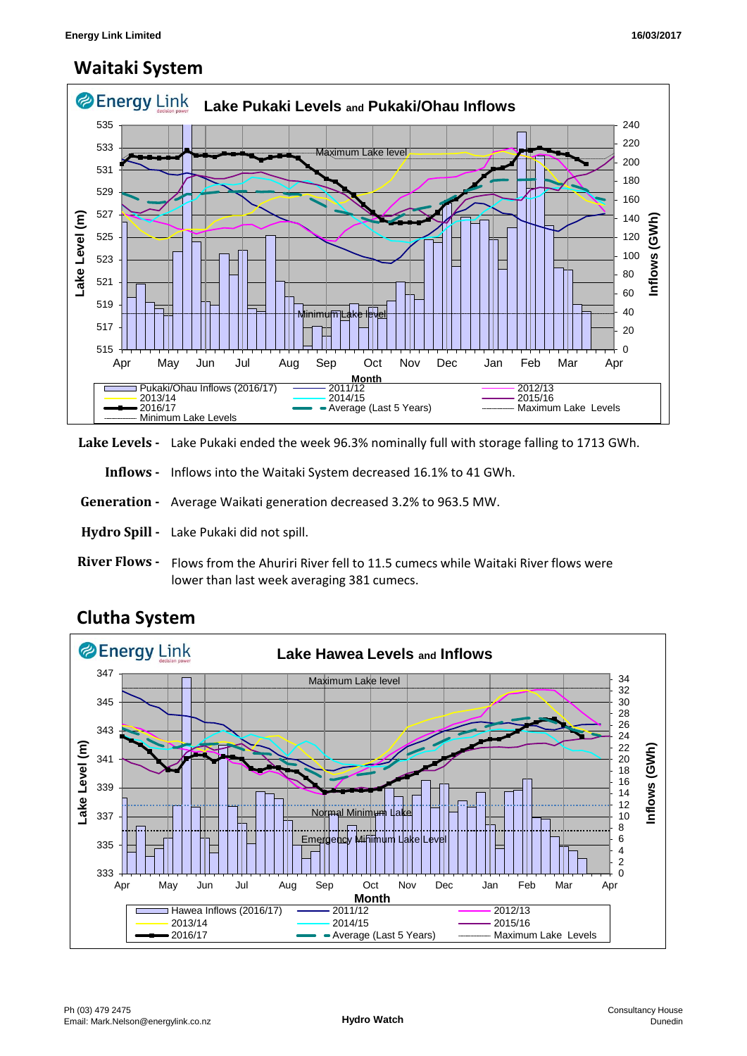## Waitaki System

**Lake Levels -** Lake Pukaki ended the week 96.3% nominally full with storage falling to 1713 GWh.

**Inflows -** Inflows into the Waitaki System decreased 16.1% to 41 GWh.

**Generation -** Average Waikati generation decreased 3.2% to 963.5 MW.

**Hydro Spill -** Lake Pukaki did not spill.

**River Flows -** Flows from the Ahuriri River fell to 11.5 cumecs while Waitaki River flows were lower than last week averaging 381 cumecs.

## Clutha System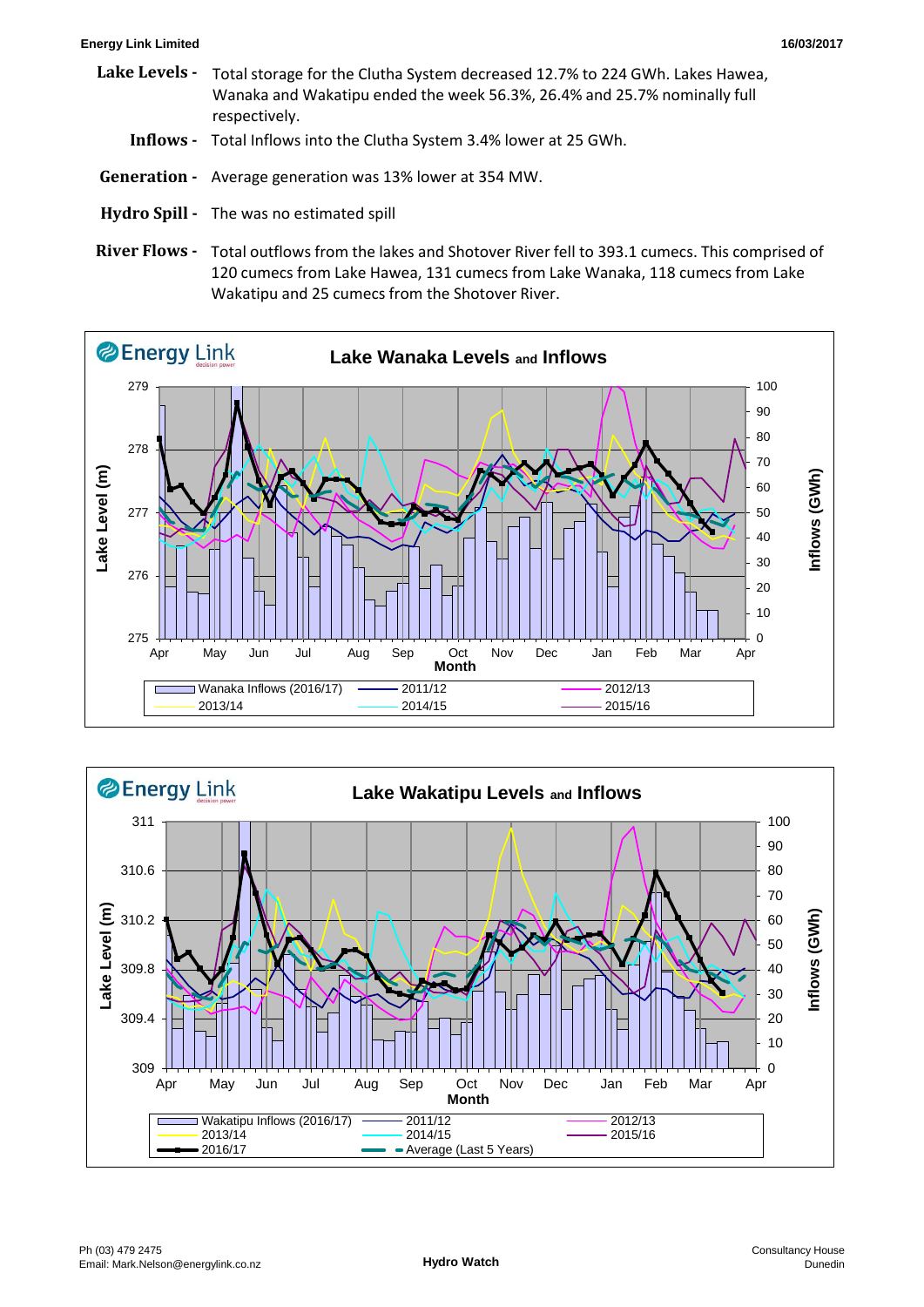**Lake Levels -** Total storage for the Clutha System decreased 12.7% to 224 GWh. Lakes Hawea, Wanaka and Wakatipu ended the week 56.3%, 26.4% and 25.7% nominally full respectively.

**Inflows -** Total Inflows into the Clutha System 3.4% lower at 25 GWh.

**Generation -** Average generation was 13% lower at 354 MW.

**Hydro Spill -** The was no estimated spill

**River Flows -** Total outflows from the lakes and Shotover River fell to 393.1 cumecs. This comprised of 120 cumecs from Lake Hawea, 131 cumecs from Lake Wanaka, 118 cumecs from Lake Wakatipu and 25 cumecs from the Shotover River.

**Lake Wanaka Levels and Inflows**

Lake Level (m): 275–279; Inflows (GWh): 0–100; Month: Apr–Apr

Legend: Wanaka Inflows (2016/17), 2011/12, 2012/13, 2013/14, 2014/15, 2015/16

**Lake Wakatipu Levels and Inflows**

Lake Level (m): 309–311; Inflows (GWh): 0–100; Month: Apr–Apr

Legend: Wakatipu Inflows (2016/17), 2011/12, 2012/13, 2013/14, 2014/15, 2015/16, 2016/17, Average (Last 5 Years)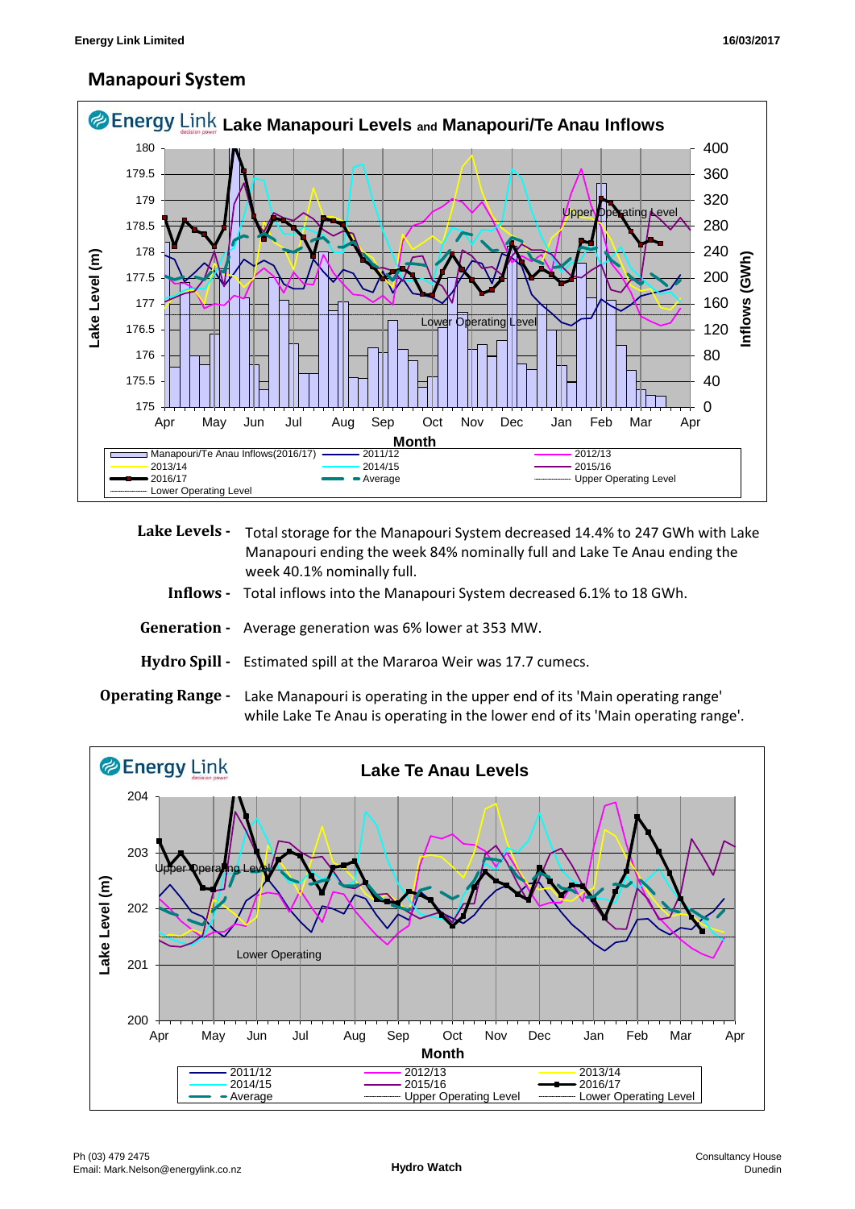## Manapouri System

Energy Link **Lake Manapouri Levels and Manapouri/Te Anau Inflows**

Lake Level (m)
180
179.5
179
178.5
178
177.5
177
176.5
176
175.5
175

Inflows (GWh)
400
360
320
280
240
200
160
120
80
40
0

Apr May Jun Jul Aug Sep Oct Nov Dec Jan Feb Mar Apr

Month

Upper Operating Level
Lower Operating Level

Manapouri/Te Anau Inflows(2016/17)
2011/12
2012/13
2013/14
2014/15
2015/16
2016/17
Average
Upper Operating Level
Lower Operating Level

**Lake Levels -** Total storage for the Manapouri System decreased 14.4% to 247 GWh with Lake Manapouri ending the week 84% nominally full and Lake Te Anau ending the week 40.1% nominally full.

**Inflows -** Total inflows into the Manapouri System decreased 6.1% to 18 GWh.

**Generation -** Average generation was 6% lower at 353 MW.

**Hydro Spill -** Estimated spill at the Mararoa Weir was 17.7 cumecs.

**Operating Range -** Lake Manapouri is operating in the upper end of its 'Main operating range' while Lake Te Anau is operating in the lower end of its 'Main operating range'.

Energy Link **Lake Te Anau Levels**

Lake Level (m)
204
203
202
201
200

Apr May Jun Jul Aug Sep Oct Nov Dec Jan Feb Mar Apr

Month

Upper Operating Level
Lower Operating

2011/12
2012/13
2013/14
2014/15
2015/16
2016/17
Average
Upper Operating Level
Lower Operating Level